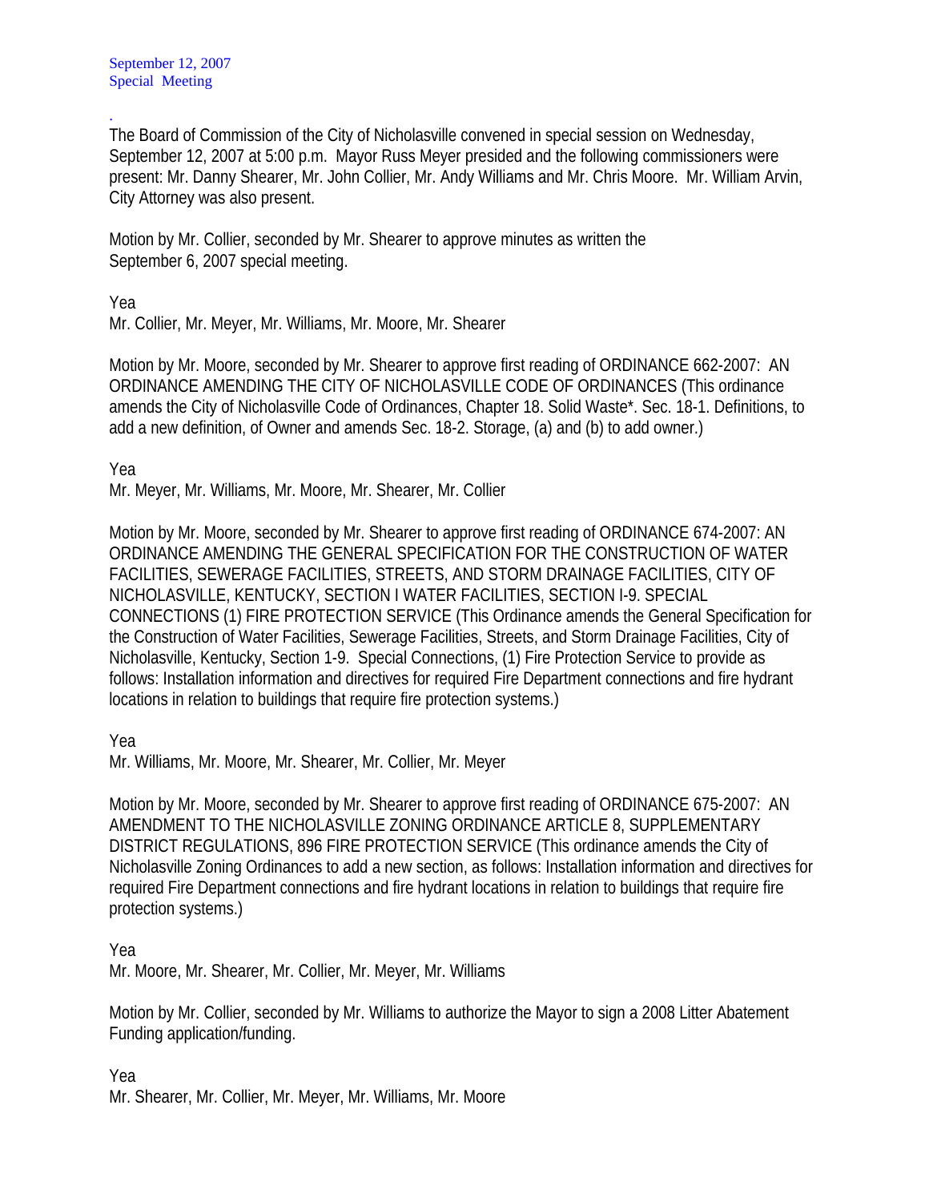September 12, 2007
Special Meeting

.
The Board of Commission of the City of Nicholasville convened in special session on Wednesday, September 12, 2007 at 5:00 p.m. Mayor Russ Meyer presided and the following commissioners were present: Mr. Danny Shearer, Mr. John Collier, Mr. Andy Williams and Mr. Chris Moore. Mr. William Arvin, City Attorney was also present.

Motion by Mr. Collier, seconded by Mr. Shearer to approve minutes as written the September 6, 2007 special meeting.

Yea
Mr. Collier, Mr. Meyer, Mr. Williams, Mr. Moore, Mr. Shearer

Motion by Mr. Moore, seconded by Mr. Shearer to approve first reading of ORDINANCE 662-2007: AN ORDINANCE AMENDING THE CITY OF NICHOLASVILLE CODE OF ORDINANCES (This ordinance amends the City of Nicholasville Code of Ordinances, Chapter 18. Solid Waste*. Sec. 18-1. Definitions, to add a new definition, of Owner and amends Sec. 18-2. Storage, (a) and (b) to add owner.)

Yea
Mr. Meyer, Mr. Williams, Mr. Moore, Mr. Shearer, Mr. Collier

Motion by Mr. Moore, seconded by Mr. Shearer to approve first reading of ORDINANCE 674-2007: AN ORDINANCE AMENDING THE GENERAL SPECIFICATION FOR THE CONSTRUCTION OF WATER FACILITIES, SEWERAGE FACILITIES, STREETS, AND STORM DRAINAGE FACILITIES, CITY OF NICHOLASVILLE, KENTUCKY, SECTION I WATER FACILITIES, SECTION I-9. SPECIAL CONNECTIONS (1) FIRE PROTECTION SERVICE (This Ordinance amends the General Specification for the Construction of Water Facilities, Sewerage Facilities, Streets, and Storm Drainage Facilities, City of Nicholasville, Kentucky, Section 1-9. Special Connections, (1) Fire Protection Service to provide as follows: Installation information and directives for required Fire Department connections and fire hydrant locations in relation to buildings that require fire protection systems.)

Yea
Mr. Williams, Mr. Moore, Mr. Shearer, Mr. Collier, Mr. Meyer

Motion by Mr. Moore, seconded by Mr. Shearer to approve first reading of ORDINANCE 675-2007: AN AMENDMENT TO THE NICHOLASVILLE ZONING ORDINANCE ARTICLE 8, SUPPLEMENTARY DISTRICT REGULATIONS, 896 FIRE PROTECTION SERVICE (This ordinance amends the City of Nicholasville Zoning Ordinances to add a new section, as follows: Installation information and directives for required Fire Department connections and fire hydrant locations in relation to buildings that require fire protection systems.)

Yea
Mr. Moore, Mr. Shearer, Mr. Collier, Mr. Meyer, Mr. Williams

Motion by Mr. Collier, seconded by Mr. Williams to authorize the Mayor to sign a 2008 Litter Abatement Funding application/funding.

Yea
Mr. Shearer, Mr. Collier, Mr. Meyer, Mr. Williams, Mr. Moore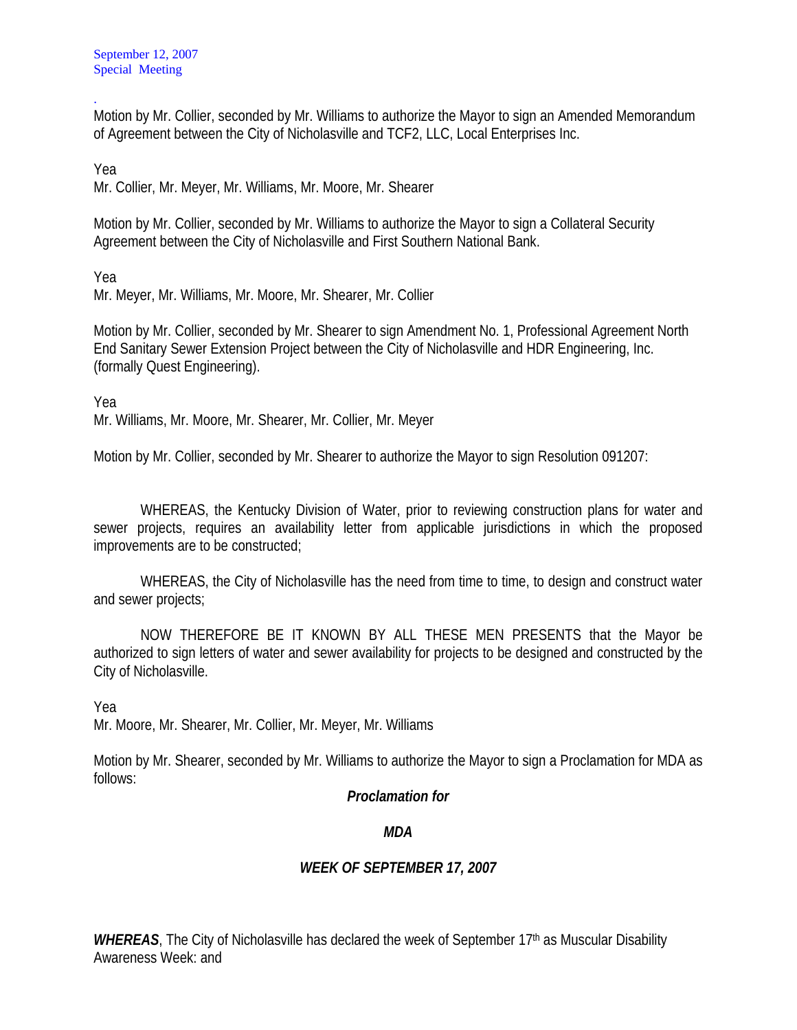Motion by Mr. Collier, seconded by Mr. Williams to authorize the Mayor to sign an Amended Memorandum of Agreement between the City of Nicholasville and TCF2, LLC, Local Enterprises Inc.

Yea
Mr. Collier, Mr. Meyer, Mr. Williams, Mr. Moore, Mr. Shearer

Motion by Mr. Collier, seconded by Mr. Williams to authorize the Mayor to sign a Collateral Security Agreement between the City of Nicholasville and First Southern National Bank.

Yea
Mr. Meyer, Mr. Williams, Mr. Moore, Mr. Shearer, Mr. Collier

Motion by Mr. Collier, seconded by Mr. Shearer to sign Amendment No. 1, Professional Agreement North End Sanitary Sewer Extension Project between the City of Nicholasville and HDR Engineering, Inc. (formally Quest Engineering).

Yea
Mr. Williams, Mr. Moore, Mr. Shearer, Mr. Collier, Mr. Meyer

Motion by Mr. Collier, seconded by Mr. Shearer to authorize the Mayor to sign Resolution 091207:

WHEREAS, the Kentucky Division of Water, prior to reviewing construction plans for water and sewer projects, requires an availability letter from applicable jurisdictions in which the proposed improvements are to be constructed;

WHEREAS, the City of Nicholasville has the need from time to time, to design and construct water and sewer projects;

NOW THEREFORE BE IT KNOWN BY ALL THESE MEN PRESENTS that the Mayor be authorized to sign letters of water and sewer availability for projects to be designed and constructed by the City of Nicholasville.

Yea
Mr. Moore, Mr. Shearer, Mr. Collier, Mr. Meyer, Mr. Williams

Motion by Mr. Shearer, seconded by Mr. Williams to authorize the Mayor to sign a Proclamation for MDA as follows:

***Proclamation for***

***MDA***

***WEEK OF SEPTEMBER 17, 2007***

***WHEREAS***, The City of Nicholasville has declared the week of September 17th as Muscular Disability Awareness Week: and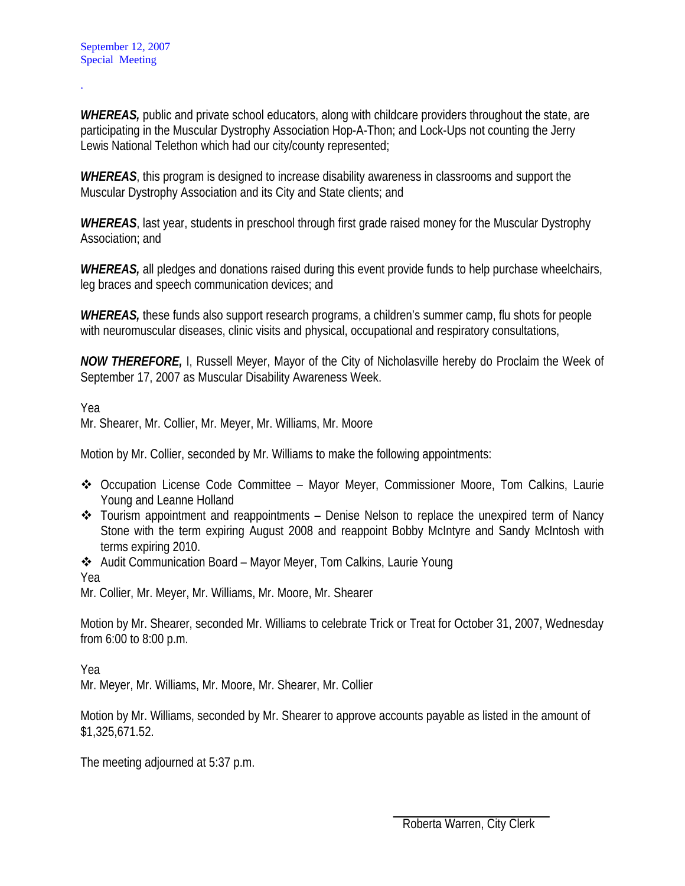.

***WHEREAS,*** public and private school educators, along with childcare providers throughout the state, are participating in the Muscular Dystrophy Association Hop-A-Thon; and Lock-Ups not counting the Jerry Lewis National Telethon which had our city/county represented;

***WHEREAS***, this program is designed to increase disability awareness in classrooms and support the Muscular Dystrophy Association and its City and State clients; and

***WHEREAS***, last year, students in preschool through first grade raised money for the Muscular Dystrophy Association; and

***WHEREAS,*** all pledges and donations raised during this event provide funds to help purchase wheelchairs, leg braces and speech communication devices; and

***WHEREAS,*** these funds also support research programs, a children's summer camp, flu shots for people with neuromuscular diseases, clinic visits and physical, occupational and respiratory consultations,

***NOW THEREFORE,*** I, Russell Meyer, Mayor of the City of Nicholasville hereby do Proclaim the Week of September 17, 2007 as Muscular Disability Awareness Week.

Yea
Mr. Shearer, Mr. Collier, Mr. Meyer, Mr. Williams, Mr. Moore

Motion by Mr. Collier, seconded by Mr. Williams to make the following appointments:

- Occupation License Code Committee – Mayor Meyer, Commissioner Moore, Tom Calkins, Laurie Young and Leanne Holland
- Tourism appointment and reappointments – Denise Nelson to replace the unexpired term of Nancy Stone with the term expiring August 2008 and reappoint Bobby McIntyre and Sandy McIntosh with terms expiring 2010.
- Audit Communication Board – Mayor Meyer, Tom Calkins, Laurie Young

Yea
Mr. Collier, Mr. Meyer, Mr. Williams, Mr. Moore, Mr. Shearer

Motion by Mr. Shearer, seconded Mr. Williams to celebrate Trick or Treat for October 31, 2007, Wednesday from 6:00 to 8:00 p.m.

Yea
Mr. Meyer, Mr. Williams, Mr. Moore, Mr. Shearer, Mr. Collier

Motion by Mr. Williams, seconded by Mr. Shearer to approve accounts payable as listed in the amount of $1,325,671.52.

The meeting adjourned at 5:37 p.m.

Roberta Warren, City Clerk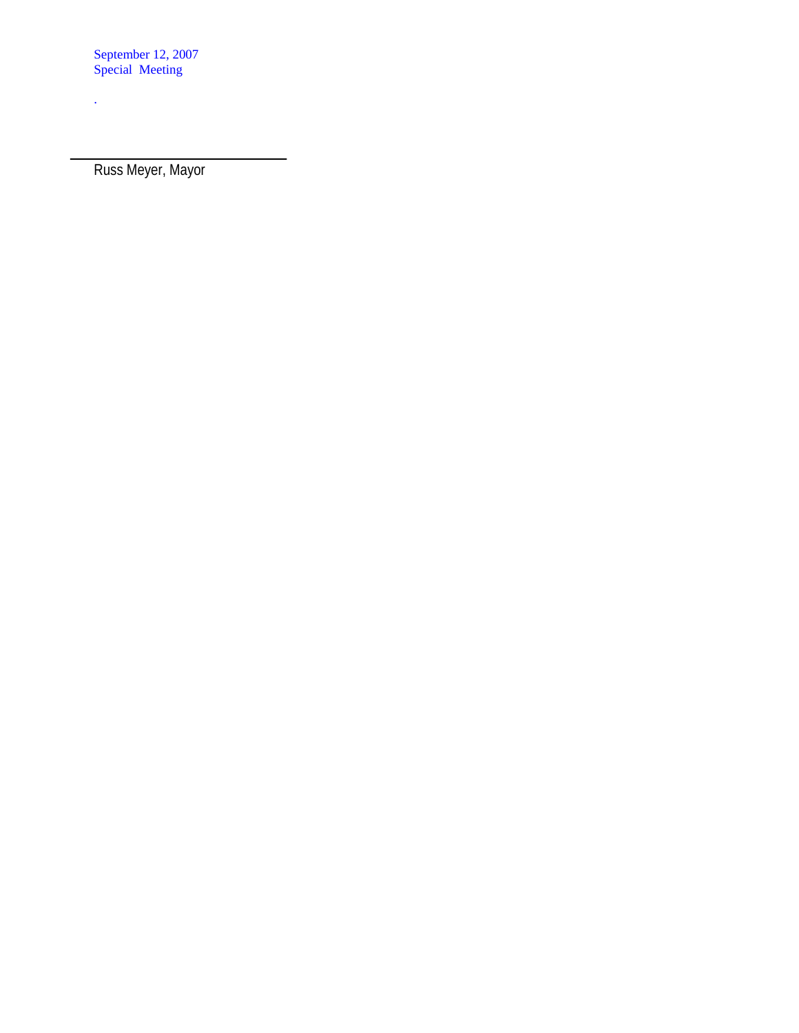\_\_\_\_\_\_\_\_\_\_\_\_\_\_\_\_\_\_\_\_\_\_\_\_\_\_\_\_\_\_

Russ Meyer, Mayor